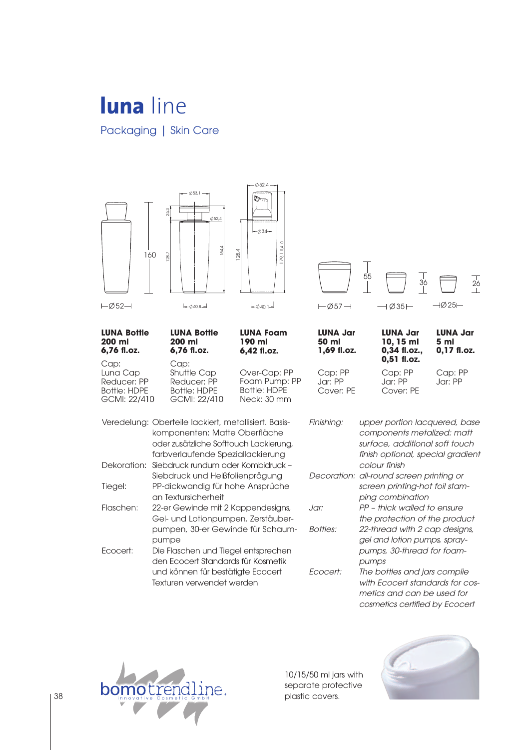# **luna** line

Packaging | Skin Care

| LUNA Bottle 200 ml 6,76 fl.oz. | LUNA Bottle 200 ml 6,76 fl.oz. | LUNA Foam 190 ml 6,42 fl.oz. | LUNA Jar 50 ml 1,69 fl.oz. | LUNA Jar 10, 15 ml 0,34 fl.oz., 0,51 fl.oz. | LUNA Jar 5 ml 0,17 fl.oz. |
|---|---|---|---|---|---|
| Cap: Luna Cap<br>Reducer: PP<br>Bottle: HDPE<br>GCMI: 22/410 | Cap: Shuttle Cap<br>Reducer: PP<br>Bottle: HDPE<br>GCMI: 22/410 | Over-Cap: PP<br>Foam Pump: PP<br>Bottle: HDPE<br>Neck: 30 mm | Cap: PP<br>Jar: PP<br>Cover: PE | Cap: PP<br>Jar: PP<br>Cover: PE | Cap: PP<br>Jar: PP |

Veredelung: Oberteile lackiert, metallisiert. Basiskomponenten: Matte Oberfläche oder zusätzliche Softtouch Lackierung, farbverlaufende Speziallackierung

Dekoration: Siebdruck rundum oder Kombidruck – Siebdruck und Heißfolienprägung

Tiegel: PP-dickwandig für hohe Ansprüche an Textursicherheit

Flaschen: 22-er Gewinde mit 2 Kappendesigns, Gel- und Lotionpumpen, Zerstäuberpumpen, 30-er Gewinde für Schaumpumpe

Ecocert: Die Flaschen und Tiegel entsprechen den Ecocert Standards für Kosmetik und können für bestätigte Ecocert Texturen verwendet werden

*Finishing:* *upper portion lacquered, base components metalized: matt surface, additional soft touch finish optional, special gradient colour finish*

*Decoration:* *all-round screen printing or screen printing-hot foil stamping combination*

*Jar:* *PP – thick walled to ensure the protection of the product*

*Bottles:* *22-thread with 2 cap designs, gel and lotion pumps, spray-pumps, 30-thread for foam-pumps*

*Ecocert:* *The bottles and jars complie with Ecocert standards for cosmetics and can be used for cosmetics certified by Ecocert*

10/15/50 ml jars with separate protective plastic covers.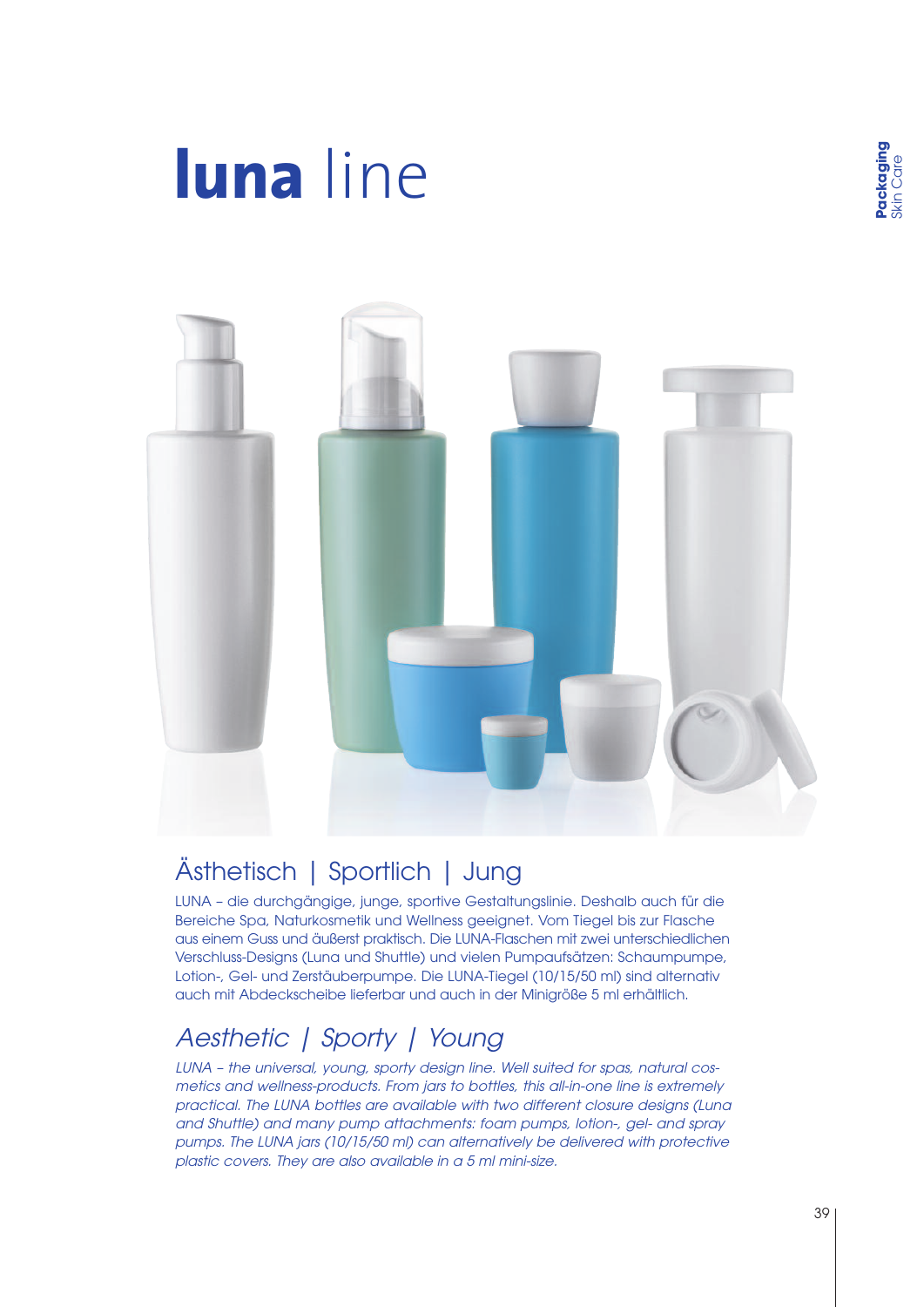# **luna** line

## Ästhetisch | Sportlich | Jung

LUNA – die durchgängige, junge, sportive Gestaltungslinie. Deshalb auch für die Bereiche Spa, Naturkosmetik und Wellness geeignet. Vom Tiegel bis zur Flasche aus einem Guss und äußerst praktisch. Die LUNA-Flaschen mit zwei unterschiedlichen Verschluss-Designs (Luna und Shuttle) und vielen Pumpaufsätzen: Schaumpumpe, Lotion-, Gel- und Zerstäuberpumpe. Die LUNA-Tiegel (10/15/50 ml) sind alternativ auch mit Abdeckscheibe lieferbar und auch in der Minigröße 5 ml erhältlich.

## *Aesthetic | Sporty | Young*

*LUNA – the universal, young, sporty design line. Well suited for spas, natural cosmetics and wellness-products. From jars to bottles, this all-in-one line is extremely practical. The LUNA bottles are available with two different closure designs (Luna and Shuttle) and many pump attachments: foam pumps, lotion-, gel- and spray pumps. The LUNA jars (10/15/50 ml) can alternatively be delivered with protective plastic covers. They are also available in a 5 ml mini-size.*